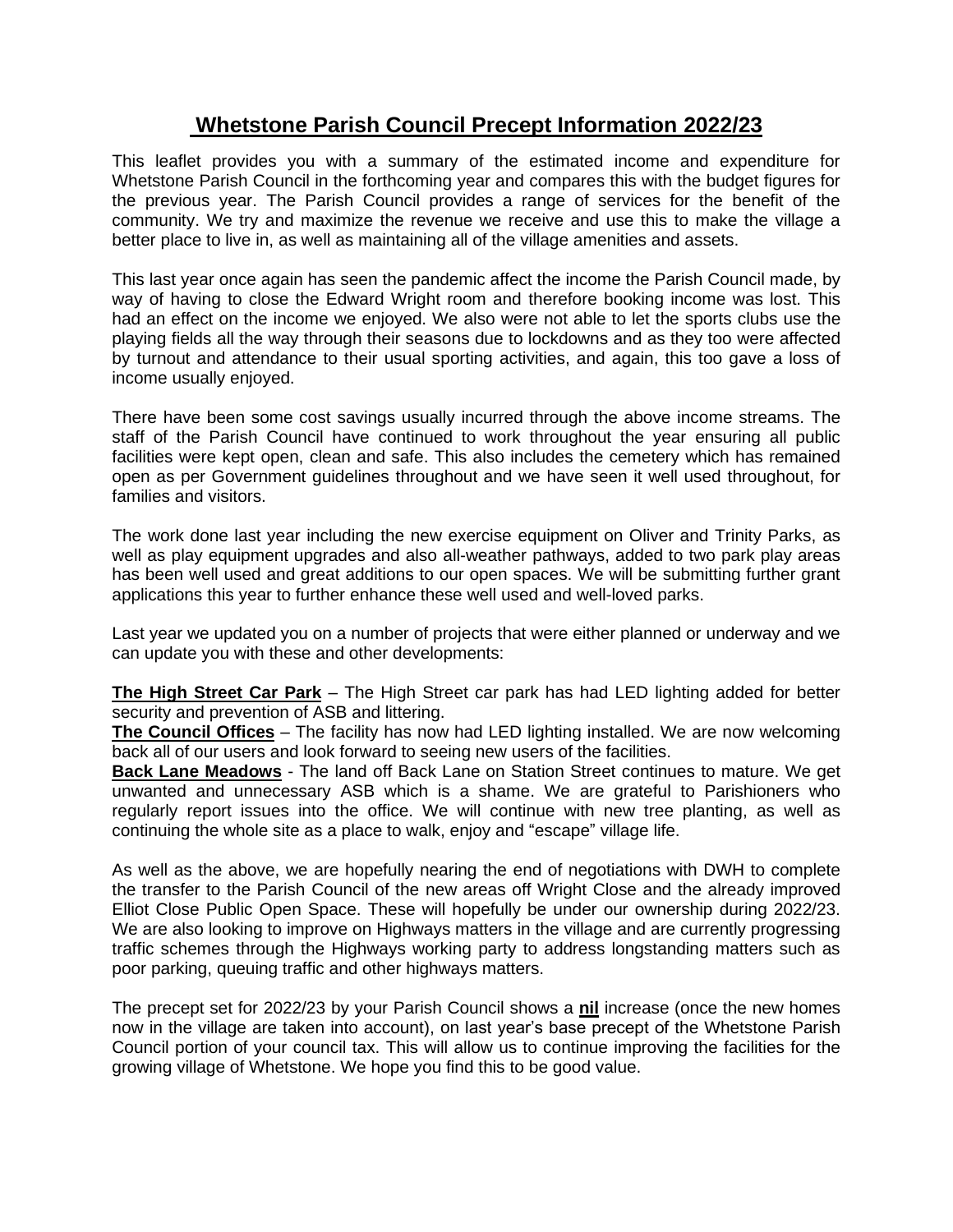# Whetstone Parish Council Precept Information 2022/23

This leaflet provides you with a summary of the estimated income and expenditure for Whetstone Parish Council in the forthcoming year and compares this with the budget figures for the previous year. The Parish Council provides a range of services for the benefit of the community. We try and maximize the revenue we receive and use this to make the village a better place to live in, as well as maintaining all of the village amenities and assets.

This last year once again has seen the pandemic affect the income the Parish Council made, by way of having to close the Edward Wright room and therefore booking income was lost. This had an effect on the income we enjoyed. We also were not able to let the sports clubs use the playing fields all the way through their seasons due to lockdowns and as they too were affected by turnout and attendance to their usual sporting activities, and again, this too gave a loss of income usually enjoyed.

There have been some cost savings usually incurred through the above income streams. The staff of the Parish Council have continued to work throughout the year ensuring all public facilities were kept open, clean and safe. This also includes the cemetery which has remained open as per Government guidelines throughout and we have seen it well used throughout, for families and visitors.

The work done last year including the new exercise equipment on Oliver and Trinity Parks, as well as play equipment upgrades and also all-weather pathways, added to two park play areas has been well used and great additions to our open spaces. We will be submitting further grant applications this year to further enhance these well used and well-loved parks.

Last year we updated you on a number of projects that were either planned or underway and we can update you with these and other developments:

**The High Street Car Park** – The High Street car park has had LED lighting added for better security and prevention of ASB and littering.
**The Council Offices** – The facility has now had LED lighting installed. We are now welcoming back all of our users and look forward to seeing new users of the facilities.
**Back Lane Meadows** - The land off Back Lane on Station Street continues to mature. We get unwanted and unnecessary ASB which is a shame. We are grateful to Parishioners who regularly report issues into the office. We will continue with new tree planting, as well as continuing the whole site as a place to walk, enjoy and "escape" village life.

As well as the above, we are hopefully nearing the end of negotiations with DWH to complete the transfer to the Parish Council of the new areas off Wright Close and the already improved Elliot Close Public Open Space. These will hopefully be under our ownership during 2022/23. We are also looking to improve on Highways matters in the village and are currently progressing traffic schemes through the Highways working party to address longstanding matters such as poor parking, queuing traffic and other highways matters.

The precept set for 2022/23 by your Parish Council shows a **nil** increase (once the new homes now in the village are taken into account), on last year's base precept of the Whetstone Parish Council portion of your council tax. This will allow us to continue improving the facilities for the growing village of Whetstone. We hope you find this to be good value.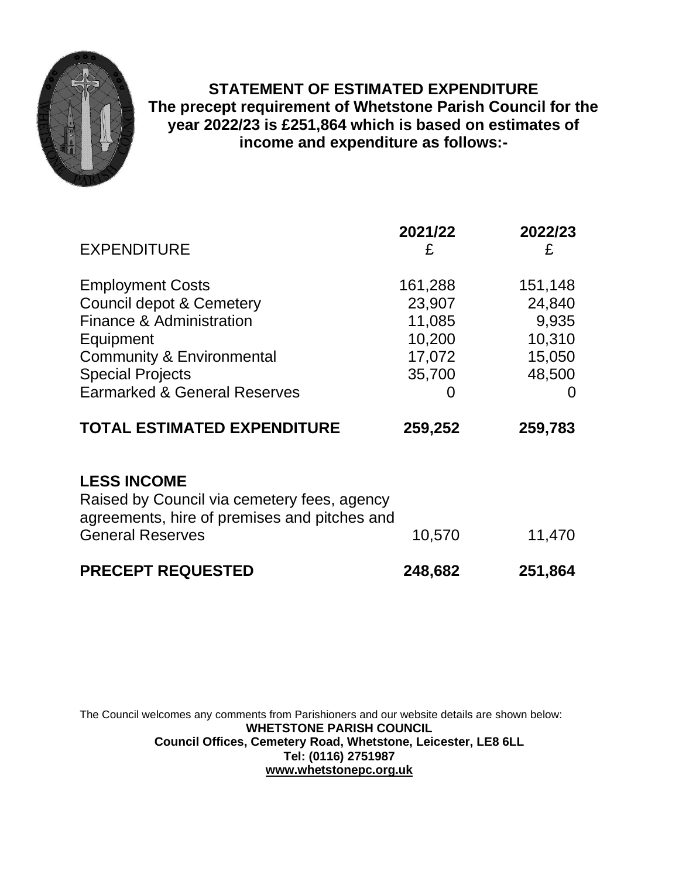# STATEMENT OF ESTIMATED EXPENDITURE

**The precept requirement of Whetstone Parish Council for the year 2022/23 is £251,864 which is based on estimates of income and expenditure as follows:-**

| EXPENDITURE | 2021/22 £ | 2022/23 £ |
|---|---|---|
| Employment Costs | 161,288 | 151,148 |
| Council depot & Cemetery | 23,907 | 24,840 |
| Finance & Administration | 11,085 | 9,935 |
| Equipment | 10,200 | 10,310 |
| Community & Environmental | 17,072 | 15,050 |
| Special Projects | 35,700 | 48,500 |
| Earmarked & General Reserves | 0 | 0 |
| **TOTAL ESTIMATED EXPENDITURE** | **259,252** | **259,783** |
| **LESS INCOME** | | |
| Raised by Council via cemetery fees, agency agreements, hire of premises and pitches and General Reserves | 10,570 | 11,470 |
| **PRECEPT REQUESTED** | **248,682** | **251,864** |

The Council welcomes any comments from Parishioners and our website details are shown below:

**WHETSTONE PARISH COUNCIL**
**Council Offices, Cemetery Road, Whetstone, Leicester, LE8 6LL**
**Tel: (0116) 2751987**
**www.whetstonepc.org.uk**